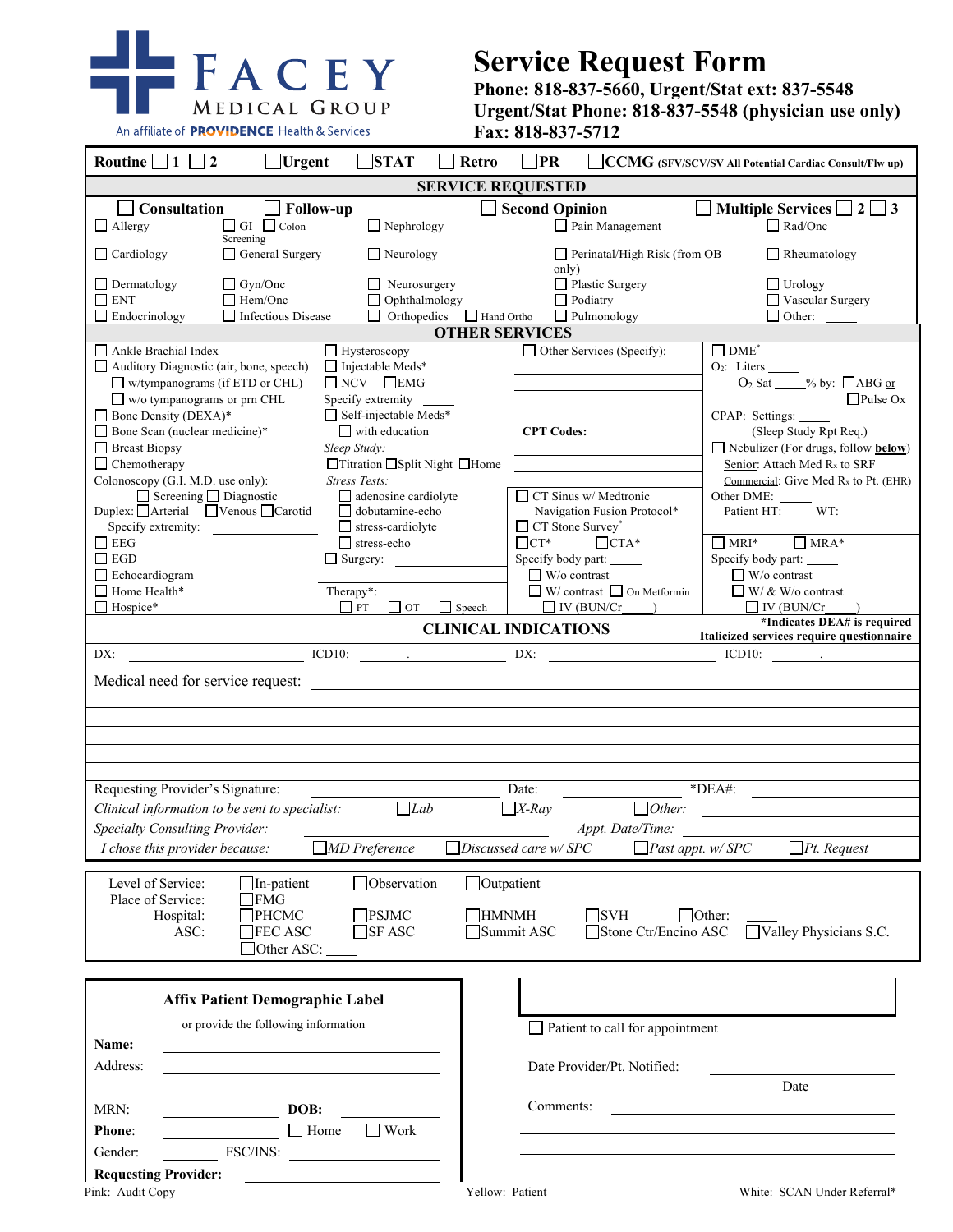# FACEY MEDICAL GROUP

An affiliate of PROVIDENCE Health & Services

# Service Request Form

**Phone: 818-837-5660, Urgent/Stat ext: 837-5548**
**Urgent/Stat Phone: 818-837-5548 (physician use only)**
**Fax: 818-837-5712**

**Routine** ☐ 1 ☐ 2 ☐ **Urgent** ☐ **STAT** ☐ **Retro** ☐ **PR** ☐ **CCMG** (SFV/SCV/SV All Potential Cardiac Consult/Flw up)

## SERVICE REQUESTED

☐ **Consultation** ☐ **Follow-up** ☐ **Second Opinion** ☐ **Multiple Services** ☐ 2 ☐ 3

| | | | | |
|---|---|---|---|---|
| ☐ Allergy | ☐ GI ☐ Colon Screening | ☐ Nephrology | ☐ Pain Management | ☐ Rad/Onc |
| ☐ Cardiology | ☐ General Surgery | ☐ Neurology | ☐ Perinatal/High Risk (from OB only) | ☐ Rheumatology |
| ☐ Dermatology | ☐ Gyn/Onc | ☐ Neurosurgery | ☐ Plastic Surgery | ☐ Urology |
| ☐ ENT | ☐ Hem/Onc | ☐ Ophthalmology | ☐ Podiatry | ☐ Vascular Surgery |
| ☐ Endocrinology | ☐ Infectious Disease | ☐ Orthopedics ☐ Hand Ortho | ☐ Pulmonology | ☐ Other: _____ |

## OTHER SERVICES

☐ Ankle Brachial Index
☐ Auditory Diagnostic (air, bone, speech)
 ☐ w/tympanograms (if ETD or CHL)
 ☐ w/o tympanograms or prn CHL
☐ Bone Density (DEXA)*
☐ Bone Scan (nuclear medicine)*
☐ Breast Biopsy
☐ Chemotherapy
Colonoscopy (G.I. M.D. use only):
 ☐ Screening ☐ Diagnostic
Duplex: ☐ Arterial ☐ Venous ☐ Carotid
 Specify extremity: _____
☐ EEG
☐ EGD
☐ Echocardiogram
☐ Home Health*
☐ Hospice*

☐ Hysteroscopy
☐ Injectable Meds*
☐ NCV ☐ EMG
Specify extremity _____
☐ Self-injectable Meds*
 ☐ with education
*Sleep Study:*
☐ Titration ☐ Split Night ☐ Home
*Stress Tests:*
 ☐ adenosine cardiolyte
 ☐ dobutamine-echo
 ☐ stress-cardiolyte
 ☐ stress-echo
☐ Surgery: _____
Therapy*:
 ☐ PT ☐ OT ☐ Speech

☐ Other Services (Specify): _____
**CPT Codes:** _____
☐ CT Sinus w/ Medtronic Navigation Fusion Protocol*
☐ CT Stone Survey*
☐ CT* ☐ CTA*
Specify body part: _____
 ☐ W/o contrast
 ☐ W/ contrast ☐ On Metformin
 ☐ IV (BUN/Cr_____)

☐ DME*
$O_2$: Liters _____
 $O_2$ Sat _____% by: ☐ ABG or ☐ Pulse Ox
CPAP: Settings: _____
 (Sleep Study Rpt Req.)
☐ Nebulizer (For drugs, follow **below**)
Senior: Attach Med Rx to SRF
Commercial: Give Med Rx to Pt. (EHR)
Other DME: _____
 Patient HT: _____ WT: _____
☐ MRI* ☐ MRA*
Specify body part: _____
 ☐ W/o contrast
 ☐ W/ & W/o contrast
 ☐ IV (BUN/Cr_____)

***Indicates DEA# is required**
***Italicized services require questionnaire***

## CLINICAL INDICATIONS

DX: _____ ICD10: _____._____ DX: _____ ICD10: _____._____

Medical need for service request: _____

Requesting Provider's Signature: _____ Date: _____ *DEA#: _____

*Clinical information to be sent to specialist:* ☐ *Lab* ☐ *X-Ray* ☐ *Other:* _____

*Specialty Consulting Provider:* _____ *Appt. Date/Time:* _____

*I chose this provider because:* ☐ *MD Preference* ☐ *Discussed care w/ SPC* ☐ *Past appt. w/ SPC* ☐ *Pt. Request*

Level of Service: ☐ In-patient ☐ Observation ☐ Outpatient
Place of Service: ☐ FMG
Hospital: ☐ PHCMC ☐ PSJMC ☐ HMNMH ☐ SVH ☐ Other: _____
ASC: ☐ FEC ASC ☐ SF ASC ☐ Summit ASC ☐ Stone Ctr/Encino ASC ☐ Valley Physicians S.C.
☐ Other ASC: _____

### Affix Patient Demographic Label

or provide the following information

**Name:** _____
Address: _____
MRN: _____ **DOB:** _____
**Phone**: _____ ☐ Home ☐ Work
Gender: _____ FSC/INS: _____
**Requesting Provider:** _____

☐ Patient to call for appointment

Date Provider/Pt. Notified: _____
 Date

Comments: _____

Pink: Audit Copy Yellow: Patient White: SCAN Under Referral*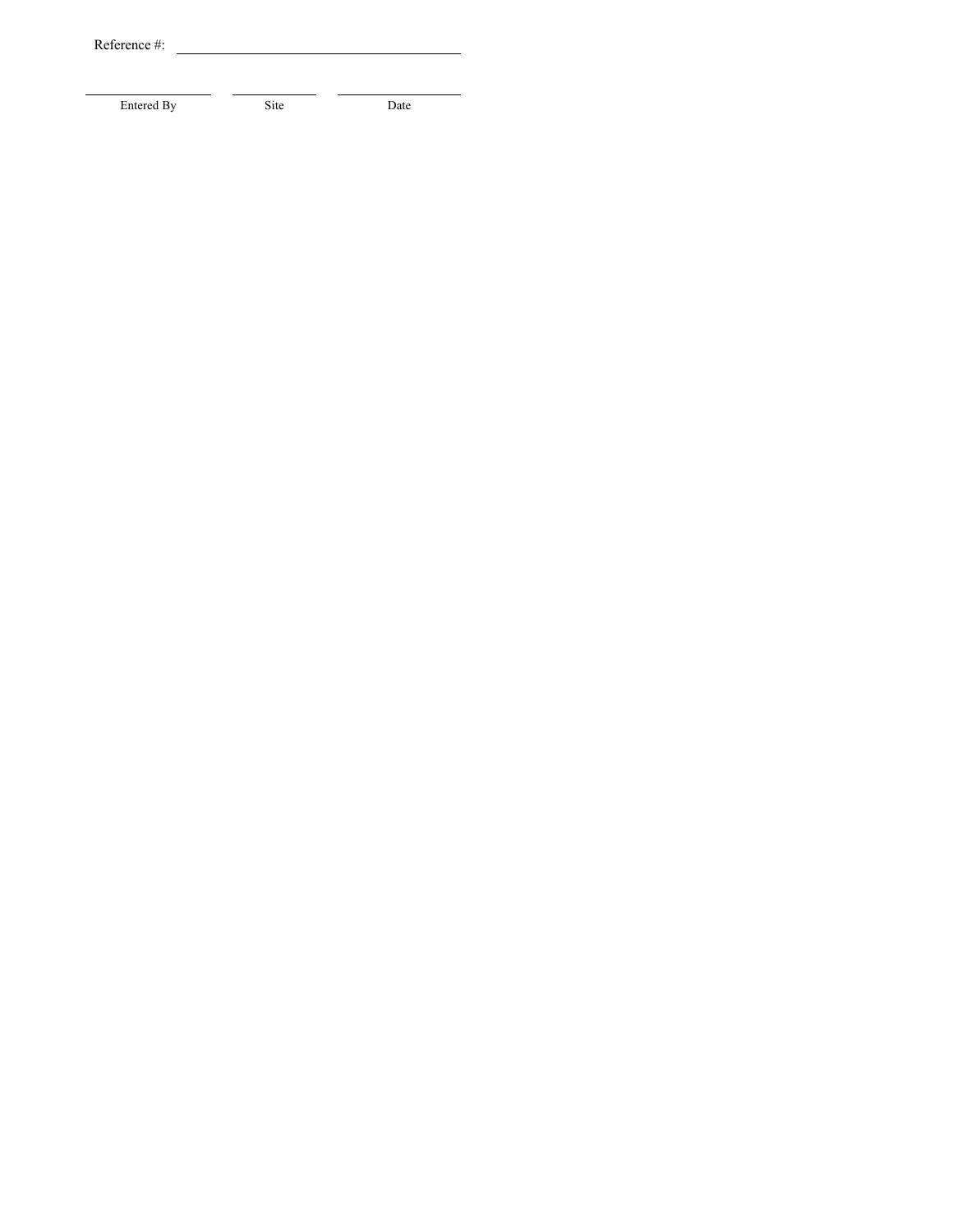Reference #: ______________________________

| | | |
|---|---|---|
| ______________ | __________ | ______________ |
| Entered By | Site | Date |